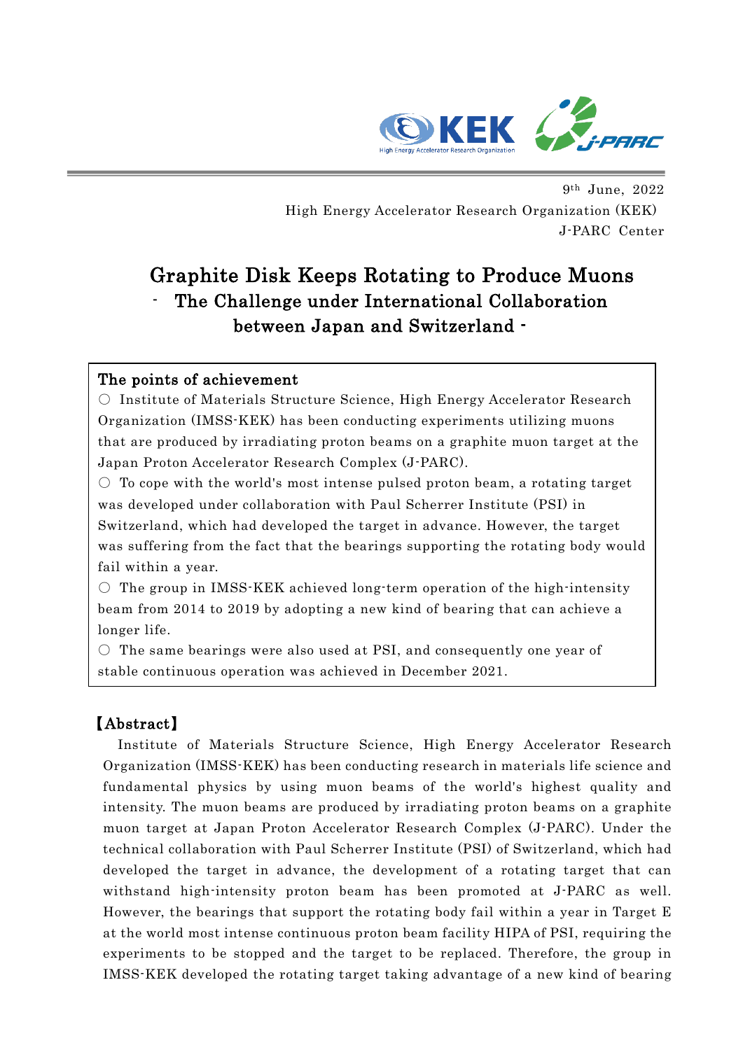9th June, 2022

High Energy Accelerator Research Organization (KEK)

J-PARC Center

# Graphite Disk Keeps Rotating to Produce Muons

## - The Challenge under International Collaboration between Japan and Switzerland -

**The points of achievement**

○ Institute of Materials Structure Science, High Energy Accelerator Research Organization (IMSS-KEK) has been conducting experiments utilizing muons that are produced by irradiating proton beams on a graphite muon target at the Japan Proton Accelerator Research Complex (J-PARC).

○ To cope with the world's most intense pulsed proton beam, a rotating target was developed under collaboration with Paul Scherrer Institute (PSI) in Switzerland, which had developed the target in advance. However, the target was suffering from the fact that the bearings supporting the rotating body would fail within a year.

○ The group in IMSS-KEK achieved long-term operation of the high-intensity beam from 2014 to 2019 by adopting a new kind of bearing that can achieve a longer life.

○ The same bearings were also used at PSI, and consequently one year of stable continuous operation was achieved in December 2021.

## 【Abstract】

Institute of Materials Structure Science, High Energy Accelerator Research Organization (IMSS-KEK) has been conducting research in materials life science and fundamental physics by using muon beams of the world's highest quality and intensity. The muon beams are produced by irradiating proton beams on a graphite muon target at Japan Proton Accelerator Research Complex (J-PARC). Under the technical collaboration with Paul Scherrer Institute (PSI) of Switzerland, which had developed the target in advance, the development of a rotating target that can withstand high-intensity proton beam has been promoted at J-PARC as well. However, the bearings that support the rotating body fail within a year in Target E at the world most intense continuous proton beam facility HIPA of PSI, requiring the experiments to be stopped and the target to be replaced. Therefore, the group in IMSS-KEK developed the rotating target taking advantage of a new kind of bearing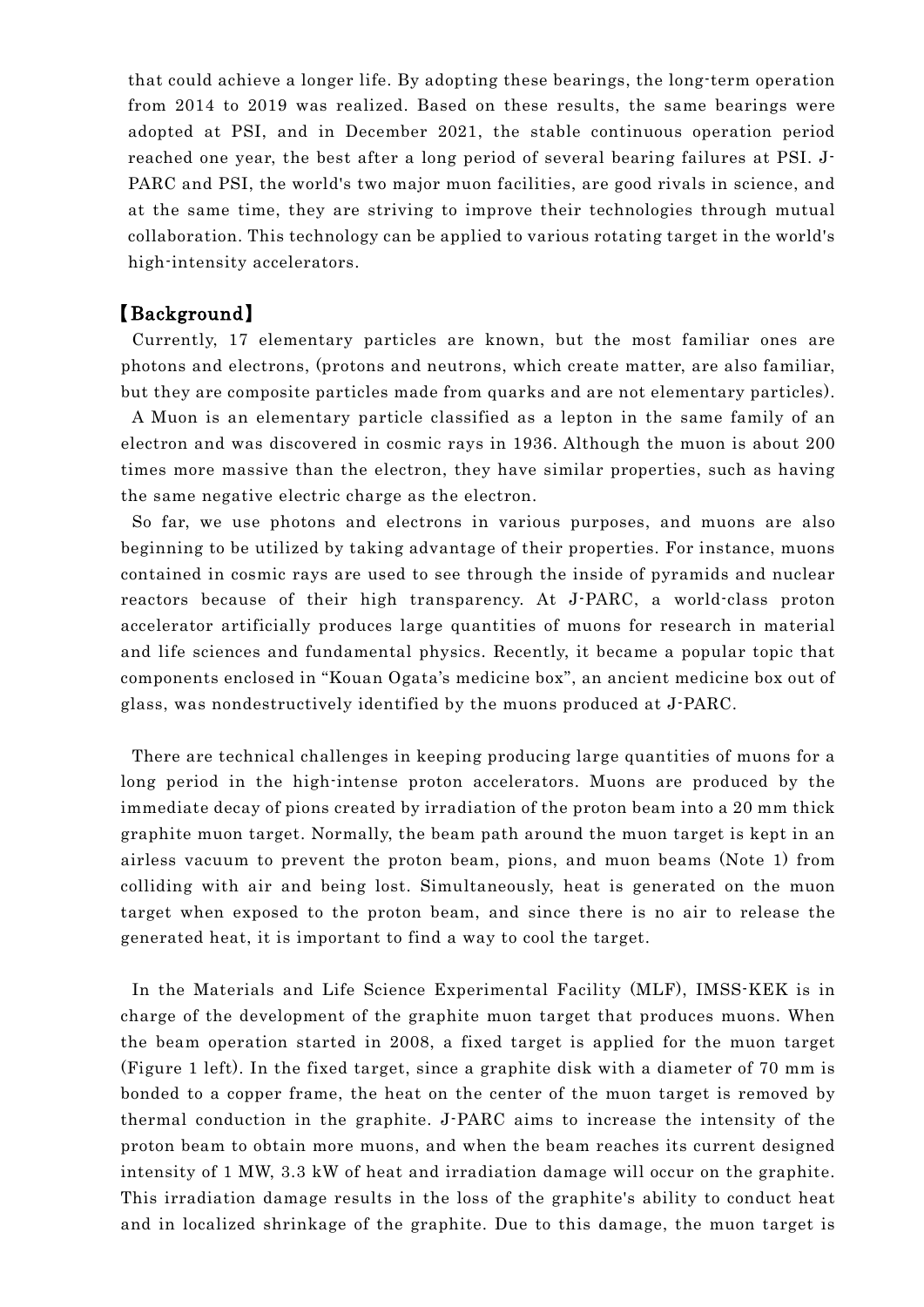that could achieve a longer life. By adopting these bearings, the long-term operation from 2014 to 2019 was realized. Based on these results, the same bearings were adopted at PSI, and in December 2021, the stable continuous operation period reached one year, the best after a long period of several bearing failures at PSI. J-PARC and PSI, the world's two major muon facilities, are good rivals in science, and at the same time, they are striving to improve their technologies through mutual collaboration. This technology can be applied to various rotating target in the world's high-intensity accelerators.

## 【Background】

Currently, 17 elementary particles are known, but the most familiar ones are photons and electrons, (protons and neutrons, which create matter, are also familiar, but they are composite particles made from quarks and are not elementary particles).

A Muon is an elementary particle classified as a lepton in the same family of an electron and was discovered in cosmic rays in 1936. Although the muon is about 200 times more massive than the electron, they have similar properties, such as having the same negative electric charge as the electron.

So far, we use photons and electrons in various purposes, and muons are also beginning to be utilized by taking advantage of their properties. For instance, muons contained in cosmic rays are used to see through the inside of pyramids and nuclear reactors because of their high transparency. At J-PARC, a world-class proton accelerator artificially produces large quantities of muons for research in material and life sciences and fundamental physics. Recently, it became a popular topic that components enclosed in "Kouan Ogata's medicine box", an ancient medicine box out of glass, was nondestructively identified by the muons produced at J-PARC.

There are technical challenges in keeping producing large quantities of muons for a long period in the high-intense proton accelerators. Muons are produced by the immediate decay of pions created by irradiation of the proton beam into a 20 mm thick graphite muon target. Normally, the beam path around the muon target is kept in an airless vacuum to prevent the proton beam, pions, and muon beams (Note 1) from colliding with air and being lost. Simultaneously, heat is generated on the muon target when exposed to the proton beam, and since there is no air to release the generated heat, it is important to find a way to cool the target.

In the Materials and Life Science Experimental Facility (MLF), IMSS-KEK is in charge of the development of the graphite muon target that produces muons. When the beam operation started in 2008, a fixed target is applied for the muon target (Figure 1 left). In the fixed target, since a graphite disk with a diameter of 70 mm is bonded to a copper frame, the heat on the center of the muon target is removed by thermal conduction in the graphite. J-PARC aims to increase the intensity of the proton beam to obtain more muons, and when the beam reaches its current designed intensity of 1 MW, 3.3 kW of heat and irradiation damage will occur on the graphite. This irradiation damage results in the loss of the graphite's ability to conduct heat and in localized shrinkage of the graphite. Due to this damage, the muon target is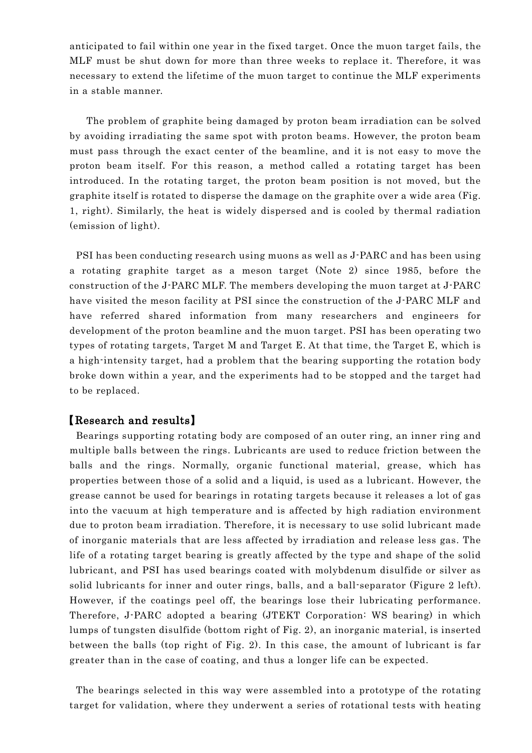anticipated to fail within one year in the fixed target. Once the muon target fails, the MLF must be shut down for more than three weeks to replace it. Therefore, it was necessary to extend the lifetime of the muon target to continue the MLF experiments in a stable manner.

The problem of graphite being damaged by proton beam irradiation can be solved by avoiding irradiating the same spot with proton beams. However, the proton beam must pass through the exact center of the beamline, and it is not easy to move the proton beam itself. For this reason, a method called a rotating target has been introduced. In the rotating target, the proton beam position is not moved, but the graphite itself is rotated to disperse the damage on the graphite over a wide area (Fig. 1, right). Similarly, the heat is widely dispersed and is cooled by thermal radiation (emission of light).

PSI has been conducting research using muons as well as J-PARC and has been using a rotating graphite target as a meson target (Note 2) since 1985, before the construction of the J-PARC MLF. The members developing the muon target at J-PARC have visited the meson facility at PSI since the construction of the J-PARC MLF and have referred shared information from many researchers and engineers for development of the proton beamline and the muon target. PSI has been operating two types of rotating targets, Target M and Target E. At that time, the Target E, which is a high-intensity target, had a problem that the bearing supporting the rotation body broke down within a year, and the experiments had to be stopped and the target had to be replaced.

## 【Research and results】

Bearings supporting rotating body are composed of an outer ring, an inner ring and multiple balls between the rings. Lubricants are used to reduce friction between the balls and the rings. Normally, organic functional material, grease, which has properties between those of a solid and a liquid, is used as a lubricant. However, the grease cannot be used for bearings in rotating targets because it releases a lot of gas into the vacuum at high temperature and is affected by high radiation environment due to proton beam irradiation. Therefore, it is necessary to use solid lubricant made of inorganic materials that are less affected by irradiation and release less gas. The life of a rotating target bearing is greatly affected by the type and shape of the solid lubricant, and PSI has used bearings coated with molybdenum disulfide or silver as solid lubricants for inner and outer rings, balls, and a ball-separator (Figure 2 left). However, if the coatings peel off, the bearings lose their lubricating performance. Therefore, J-PARC adopted a bearing (JTEKT Corporation: WS bearing) in which lumps of tungsten disulfide (bottom right of Fig. 2), an inorganic material, is inserted between the balls (top right of Fig. 2). In this case, the amount of lubricant is far greater than in the case of coating, and thus a longer life can be expected.

The bearings selected in this way were assembled into a prototype of the rotating target for validation, where they underwent a series of rotational tests with heating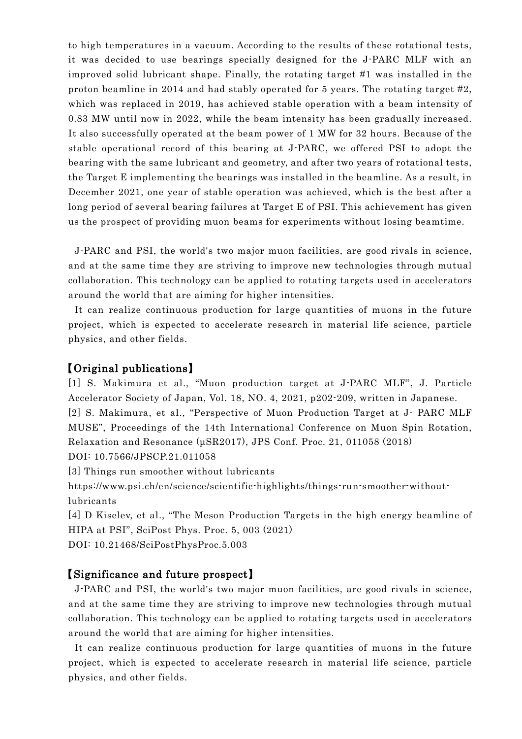to high temperatures in a vacuum. According to the results of these rotational tests, it was decided to use bearings specially designed for the J-PARC MLF with an improved solid lubricant shape. Finally, the rotating target #1 was installed in the proton beamline in 2014 and had stably operated for 5 years. The rotating target #2, which was replaced in 2019, has achieved stable operation with a beam intensity of 0.83 MW until now in 2022, while the beam intensity has been gradually increased. It also successfully operated at the beam power of 1 MW for 32 hours. Because of the stable operational record of this bearing at J-PARC, we offered PSI to adopt the bearing with the same lubricant and geometry, and after two years of rotational tests, the Target E implementing the bearings was installed in the beamline. As a result, in December 2021, one year of stable operation was achieved, which is the best after a long period of several bearing failures at Target E of PSI. This achievement has given us the prospect of providing muon beams for experiments without losing beamtime.

J-PARC and PSI, the world's two major muon facilities, are good rivals in science, and at the same time they are striving to improve new technologies through mutual collaboration. This technology can be applied to rotating targets used in accelerators around the world that are aiming for higher intensities.

It can realize continuous production for large quantities of muons in the future project, which is expected to accelerate research in material life science, particle physics, and other fields.

## 【Original publications】

[1] S. Makimura et al., "Muon production target at J-PARC MLF", J. Particle Accelerator Society of Japan, Vol. 18, NO. 4, 2021, p202-209, written in Japanese.

[2] S. Makimura, et al., "Perspective of Muon Production Target at J- PARC MLF MUSE", Proceedings of the 14th International Conference on Muon Spin Rotation, Relaxation and Resonance (μSR2017), JPS Conf. Proc. 21, 011058 (2018)
DOI: 10.7566/JPSCP.21.011058

[3] Things run smoother without lubricants
https://www.psi.ch/en/science/scientific-highlights/things-run-smoother-without-lubricants

[4] D Kiselev, et al., "The Meson Production Targets in the high energy beamline of HIPA at PSI", SciPost Phys. Proc. 5, 003 (2021)
DOI: 10.21468/SciPostPhysProc.5.003

## 【Significance and future prospect】

J-PARC and PSI, the world's two major muon facilities, are good rivals in science, and at the same time they are striving to improve new technologies through mutual collaboration. This technology can be applied to rotating targets used in accelerators around the world that are aiming for higher intensities.

It can realize continuous production for large quantities of muons in the future project, which is expected to accelerate research in material life science, particle physics, and other fields.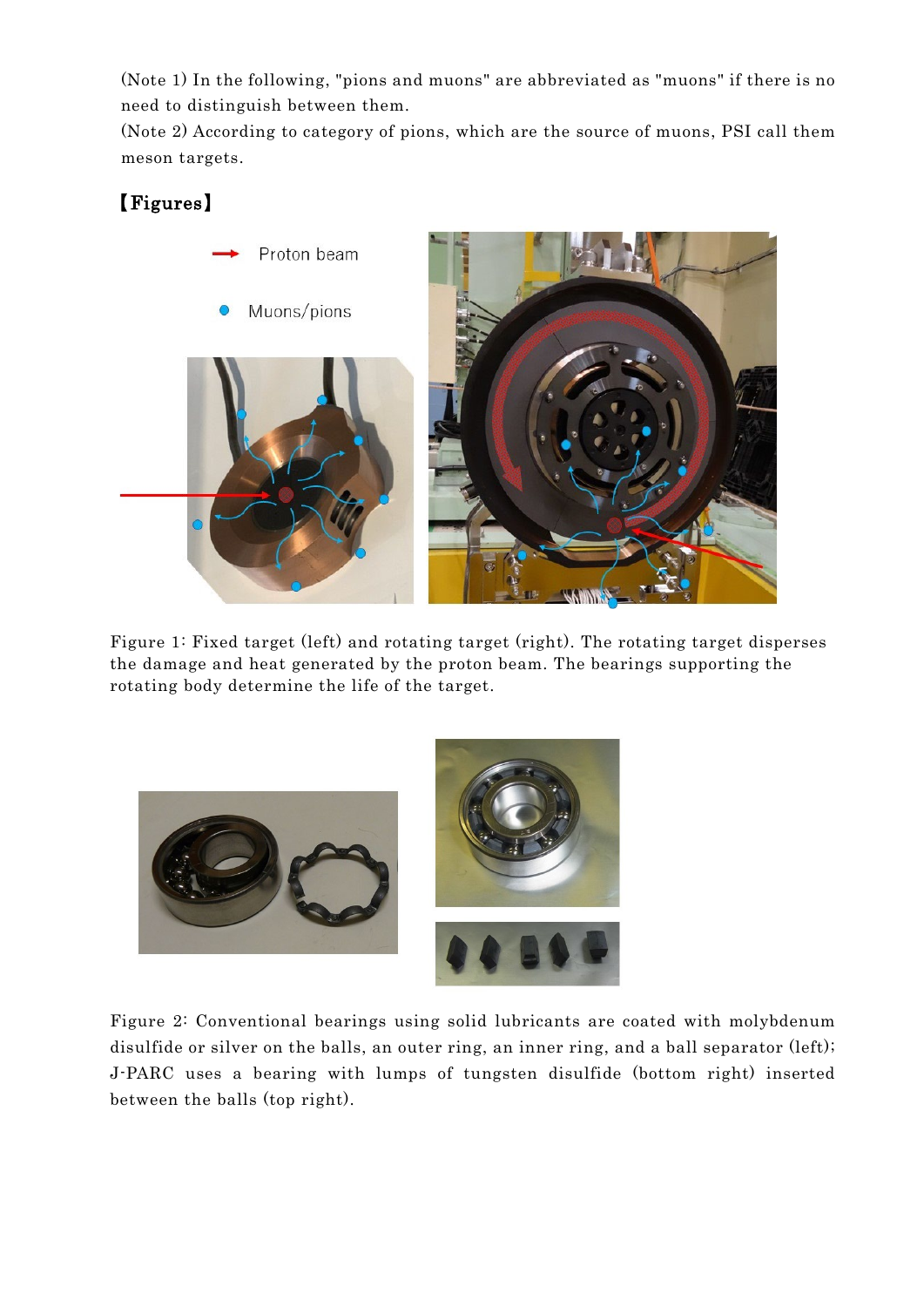(Note 1) In the following, "pions and muons" are abbreviated as "muons" if there is no need to distinguish between them.

(Note 2) According to category of pions, which are the source of muons, PSI call them meson targets.

## 【Figures】

Proton beam

Muons/pions

Figure 1: Fixed target (left) and rotating target (right). The rotating target disperses the damage and heat generated by the proton beam. The bearings supporting the rotating body determine the life of the target.

Figure 2: Conventional bearings using solid lubricants are coated with molybdenum disulfide or silver on the balls, an outer ring, an inner ring, and a ball separator (left); J-PARC uses a bearing with lumps of tungsten disulfide (bottom right) inserted between the balls (top right).